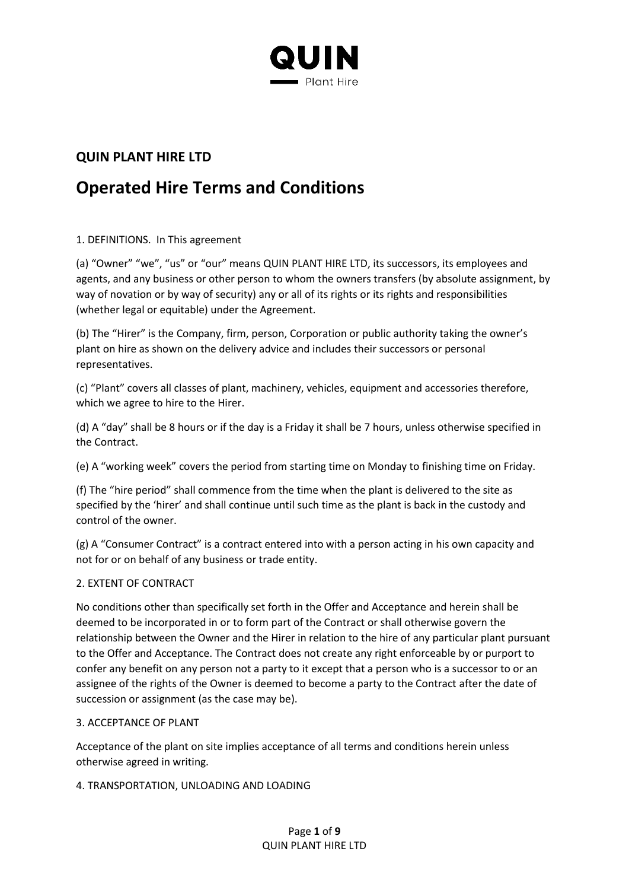QUIN

Plant Hire

## QUIN PLANT HIRE LTD

# Operated Hire Terms and Conditions

1. DEFINITIONS. In This agreement

(a) "Owner" "we", "us" or "our" means QUIN PLANT HIRE LTD, its successors, its employees and agents, and any business or other person to whom the owners transfers (by absolute assignment, by way of novation or by way of security) any or all of its rights or its rights and responsibilities (whether legal or equitable) under the Agreement.

(b) The "Hirer" is the Company, firm, person, Corporation or public authority taking the owner's plant on hire as shown on the delivery advice and includes their successors or personal representatives.

(c) "Plant" covers all classes of plant, machinery, vehicles, equipment and accessories therefore, which we agree to hire to the Hirer.

(d) A "day" shall be 8 hours or if the day is a Friday it shall be 7 hours, unless otherwise specified in the Contract.

(e) A "working week" covers the period from starting time on Monday to finishing time on Friday.

(f) The "hire period" shall commence from the time when the plant is delivered to the site as specified by the 'hirer' and shall continue until such time as the plant is back in the custody and control of the owner.

(g) A "Consumer Contract" is a contract entered into with a person acting in his own capacity and not for or on behalf of any business or trade entity.

2. EXTENT OF CONTRACT

No conditions other than specifically set forth in the Offer and Acceptance and herein shall be deemed to be incorporated in or to form part of the Contract or shall otherwise govern the relationship between the Owner and the Hirer in relation to the hire of any particular plant pursuant to the Offer and Acceptance. The Contract does not create any right enforceable by or purport to confer any benefit on any person not a party to it except that a person who is a successor to or an assignee of the rights of the Owner is deemed to become a party to the Contract after the date of succession or assignment (as the case may be).

3. ACCEPTANCE OF PLANT

Acceptance of the plant on site implies acceptance of all terms and conditions herein unless otherwise agreed in writing.

4. TRANSPORTATION, UNLOADING AND LOADING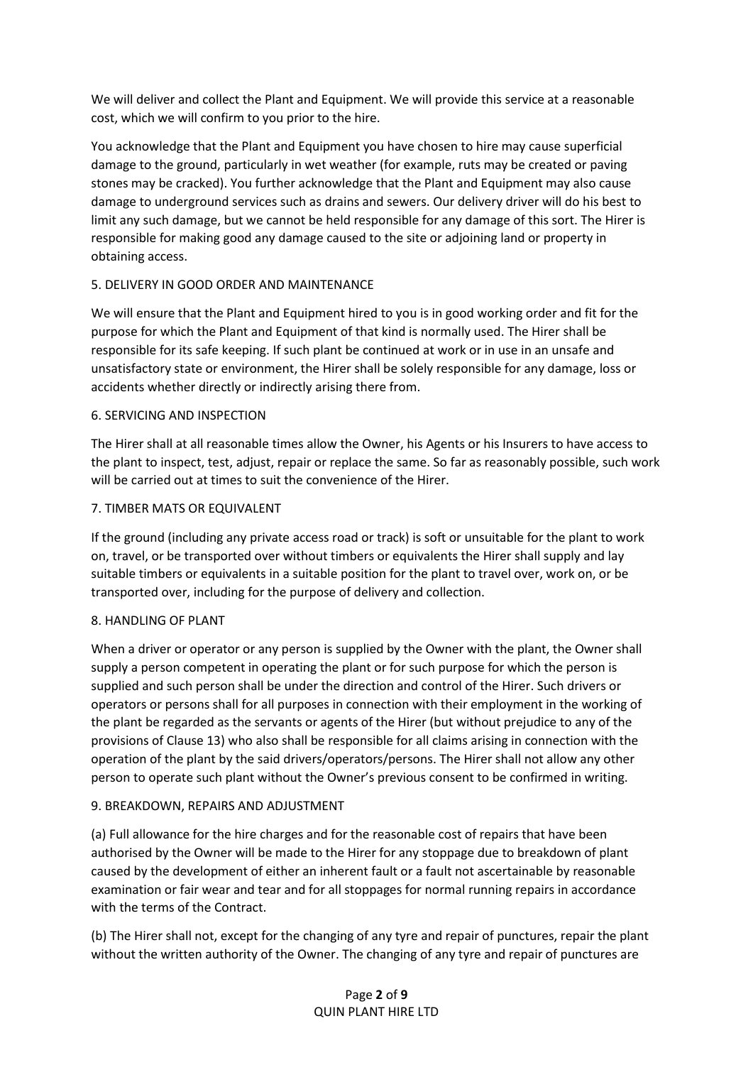We will deliver and collect the Plant and Equipment. We will provide this service at a reasonable cost, which we will confirm to you prior to the hire.

You acknowledge that the Plant and Equipment you have chosen to hire may cause superficial damage to the ground, particularly in wet weather (for example, ruts may be created or paving stones may be cracked). You further acknowledge that the Plant and Equipment may also cause damage to underground services such as drains and sewers. Our delivery driver will do his best to limit any such damage, but we cannot be held responsible for any damage of this sort. The Hirer is responsible for making good any damage caused to the site or adjoining land or property in obtaining access.

## 5. DELIVERY IN GOOD ORDER AND MAINTENANCE

We will ensure that the Plant and Equipment hired to you is in good working order and fit for the purpose for which the Plant and Equipment of that kind is normally used. The Hirer shall be responsible for its safe keeping. If such plant be continued at work or in use in an unsafe and unsatisfactory state or environment, the Hirer shall be solely responsible for any damage, loss or accidents whether directly or indirectly arising there from.

## 6. SERVICING AND INSPECTION

The Hirer shall at all reasonable times allow the Owner, his Agents or his Insurers to have access to the plant to inspect, test, adjust, repair or replace the same. So far as reasonably possible, such work will be carried out at times to suit the convenience of the Hirer.

## 7. TIMBER MATS OR EQUIVALENT

If the ground (including any private access road or track) is soft or unsuitable for the plant to work on, travel, or be transported over without timbers or equivalents the Hirer shall supply and lay suitable timbers or equivalents in a suitable position for the plant to travel over, work on, or be transported over, including for the purpose of delivery and collection.

## 8. HANDLING OF PLANT

When a driver or operator or any person is supplied by the Owner with the plant, the Owner shall supply a person competent in operating the plant or for such purpose for which the person is supplied and such person shall be under the direction and control of the Hirer. Such drivers or operators or persons shall for all purposes in connection with their employment in the working of the plant be regarded as the servants or agents of the Hirer (but without prejudice to any of the provisions of Clause 13) who also shall be responsible for all claims arising in connection with the operation of the plant by the said drivers/operators/persons. The Hirer shall not allow any other person to operate such plant without the Owner's previous consent to be confirmed in writing.

## 9. BREAKDOWN, REPAIRS AND ADJUSTMENT

(a) Full allowance for the hire charges and for the reasonable cost of repairs that have been authorised by the Owner will be made to the Hirer for any stoppage due to breakdown of plant caused by the development of either an inherent fault or a fault not ascertainable by reasonable examination or fair wear and tear and for all stoppages for normal running repairs in accordance with the terms of the Contract.

(b) The Hirer shall not, except for the changing of any tyre and repair of punctures, repair the plant without the written authority of the Owner. The changing of any tyre and repair of punctures are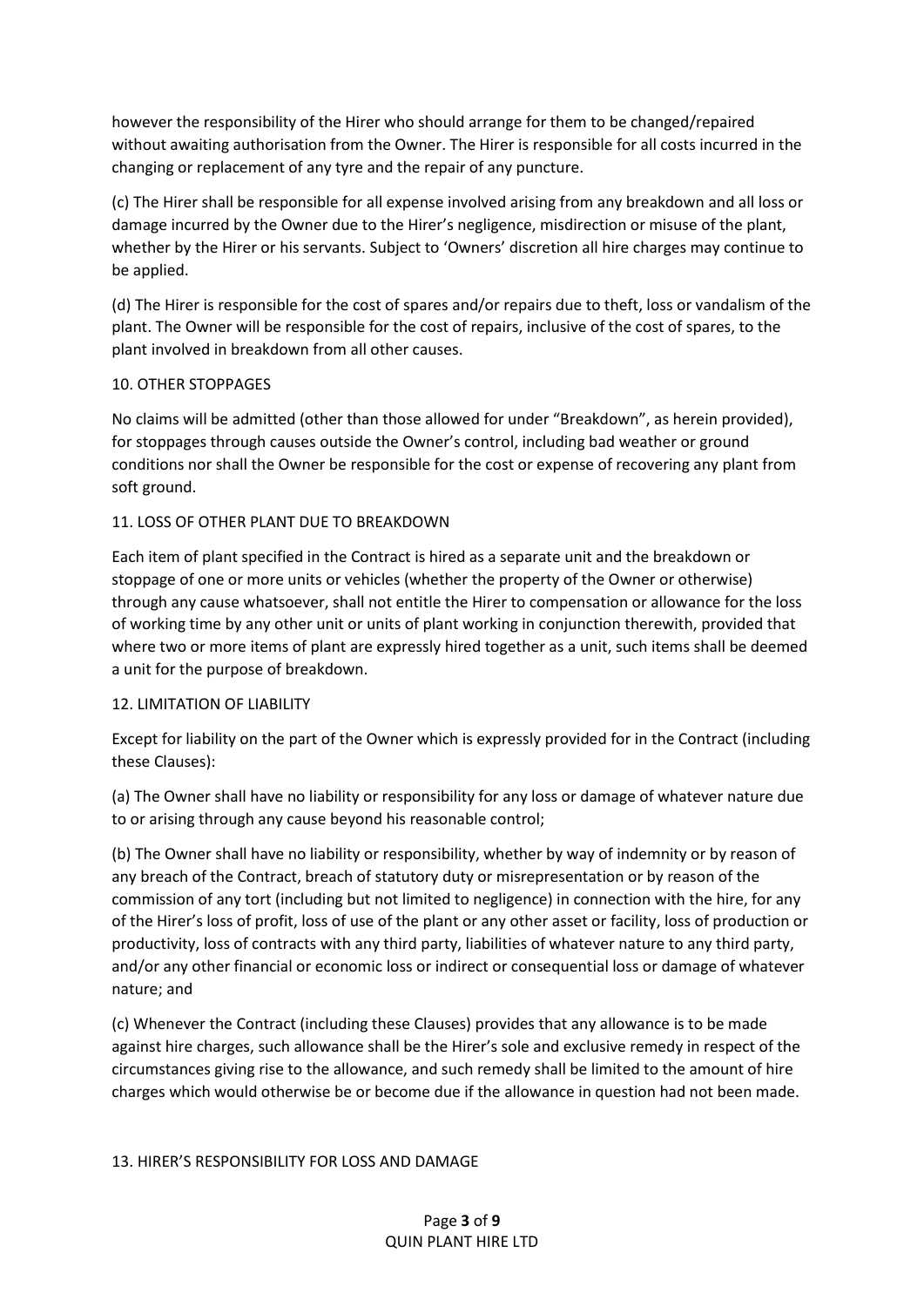however the responsibility of the Hirer who should arrange for them to be changed/repaired without awaiting authorisation from the Owner. The Hirer is responsible for all costs incurred in the changing or replacement of any tyre and the repair of any puncture.

(c) The Hirer shall be responsible for all expense involved arising from any breakdown and all loss or damage incurred by the Owner due to the Hirer's negligence, misdirection or misuse of the plant, whether by the Hirer or his servants. Subject to 'Owners' discretion all hire charges may continue to be applied.

(d) The Hirer is responsible for the cost of spares and/or repairs due to theft, loss or vandalism of the plant. The Owner will be responsible for the cost of repairs, inclusive of the cost of spares, to the plant involved in breakdown from all other causes.

## 10. OTHER STOPPAGES

No claims will be admitted (other than those allowed for under "Breakdown", as herein provided), for stoppages through causes outside the Owner's control, including bad weather or ground conditions nor shall the Owner be responsible for the cost or expense of recovering any plant from soft ground.

## 11. LOSS OF OTHER PLANT DUE TO BREAKDOWN

Each item of plant specified in the Contract is hired as a separate unit and the breakdown or stoppage of one or more units or vehicles (whether the property of the Owner or otherwise) through any cause whatsoever, shall not entitle the Hirer to compensation or allowance for the loss of working time by any other unit or units of plant working in conjunction therewith, provided that where two or more items of plant are expressly hired together as a unit, such items shall be deemed a unit for the purpose of breakdown.

## 12. LIMITATION OF LIABILITY

Except for liability on the part of the Owner which is expressly provided for in the Contract (including these Clauses):

(a) The Owner shall have no liability or responsibility for any loss or damage of whatever nature due to or arising through any cause beyond his reasonable control;

(b) The Owner shall have no liability or responsibility, whether by way of indemnity or by reason of any breach of the Contract, breach of statutory duty or misrepresentation or by reason of the commission of any tort (including but not limited to negligence) in connection with the hire, for any of the Hirer's loss of profit, loss of use of the plant or any other asset or facility, loss of production or productivity, loss of contracts with any third party, liabilities of whatever nature to any third party, and/or any other financial or economic loss or indirect or consequential loss or damage of whatever nature; and

(c) Whenever the Contract (including these Clauses) provides that any allowance is to be made against hire charges, such allowance shall be the Hirer's sole and exclusive remedy in respect of the circumstances giving rise to the allowance, and such remedy shall be limited to the amount of hire charges which would otherwise be or become due if the allowance in question had not been made.

## 13. HIRER'S RESPONSIBILITY FOR LOSS AND DAMAGE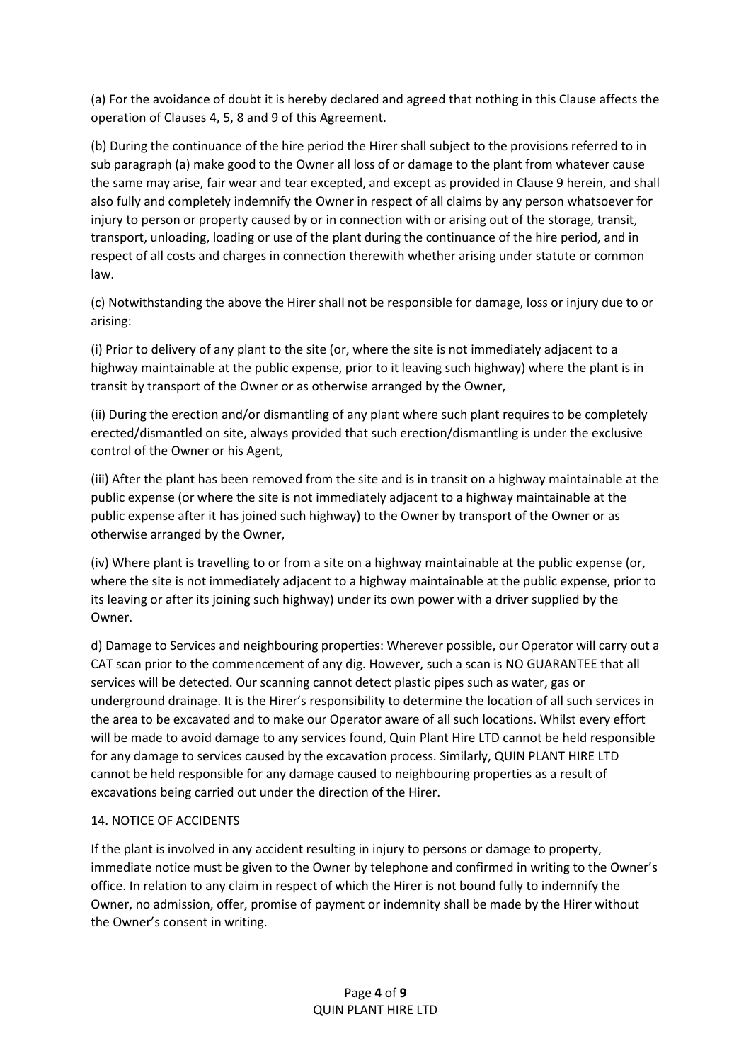(a) For the avoidance of doubt it is hereby declared and agreed that nothing in this Clause affects the operation of Clauses 4, 5, 8 and 9 of this Agreement.

(b) During the continuance of the hire period the Hirer shall subject to the provisions referred to in sub paragraph (a) make good to the Owner all loss of or damage to the plant from whatever cause the same may arise, fair wear and tear excepted, and except as provided in Clause 9 herein, and shall also fully and completely indemnify the Owner in respect of all claims by any person whatsoever for injury to person or property caused by or in connection with or arising out of the storage, transit, transport, unloading, loading or use of the plant during the continuance of the hire period, and in respect of all costs and charges in connection therewith whether arising under statute or common law.

(c) Notwithstanding the above the Hirer shall not be responsible for damage, loss or injury due to or arising:

(i) Prior to delivery of any plant to the site (or, where the site is not immediately adjacent to a highway maintainable at the public expense, prior to it leaving such highway) where the plant is in transit by transport of the Owner or as otherwise arranged by the Owner,

(ii) During the erection and/or dismantling of any plant where such plant requires to be completely erected/dismantled on site, always provided that such erection/dismantling is under the exclusive control of the Owner or his Agent,

(iii) After the plant has been removed from the site and is in transit on a highway maintainable at the public expense (or where the site is not immediately adjacent to a highway maintainable at the public expense after it has joined such highway) to the Owner by transport of the Owner or as otherwise arranged by the Owner,

(iv) Where plant is travelling to or from a site on a highway maintainable at the public expense (or, where the site is not immediately adjacent to a highway maintainable at the public expense, prior to its leaving or after its joining such highway) under its own power with a driver supplied by the Owner.

d) Damage to Services and neighbouring properties: Wherever possible, our Operator will carry out a CAT scan prior to the commencement of any dig. However, such a scan is NO GUARANTEE that all services will be detected. Our scanning cannot detect plastic pipes such as water, gas or underground drainage. It is the Hirer's responsibility to determine the location of all such services in the area to be excavated and to make our Operator aware of all such locations. Whilst every effort will be made to avoid damage to any services found, Quin Plant Hire LTD cannot be held responsible for any damage to services caused by the excavation process. Similarly, QUIN PLANT HIRE LTD cannot be held responsible for any damage caused to neighbouring properties as a result of excavations being carried out under the direction of the Hirer.

## 14. NOTICE OF ACCIDENTS

If the plant is involved in any accident resulting in injury to persons or damage to property, immediate notice must be given to the Owner by telephone and confirmed in writing to the Owner's office. In relation to any claim in respect of which the Hirer is not bound fully to indemnify the Owner, no admission, offer, promise of payment or indemnity shall be made by the Hirer without the Owner's consent in writing.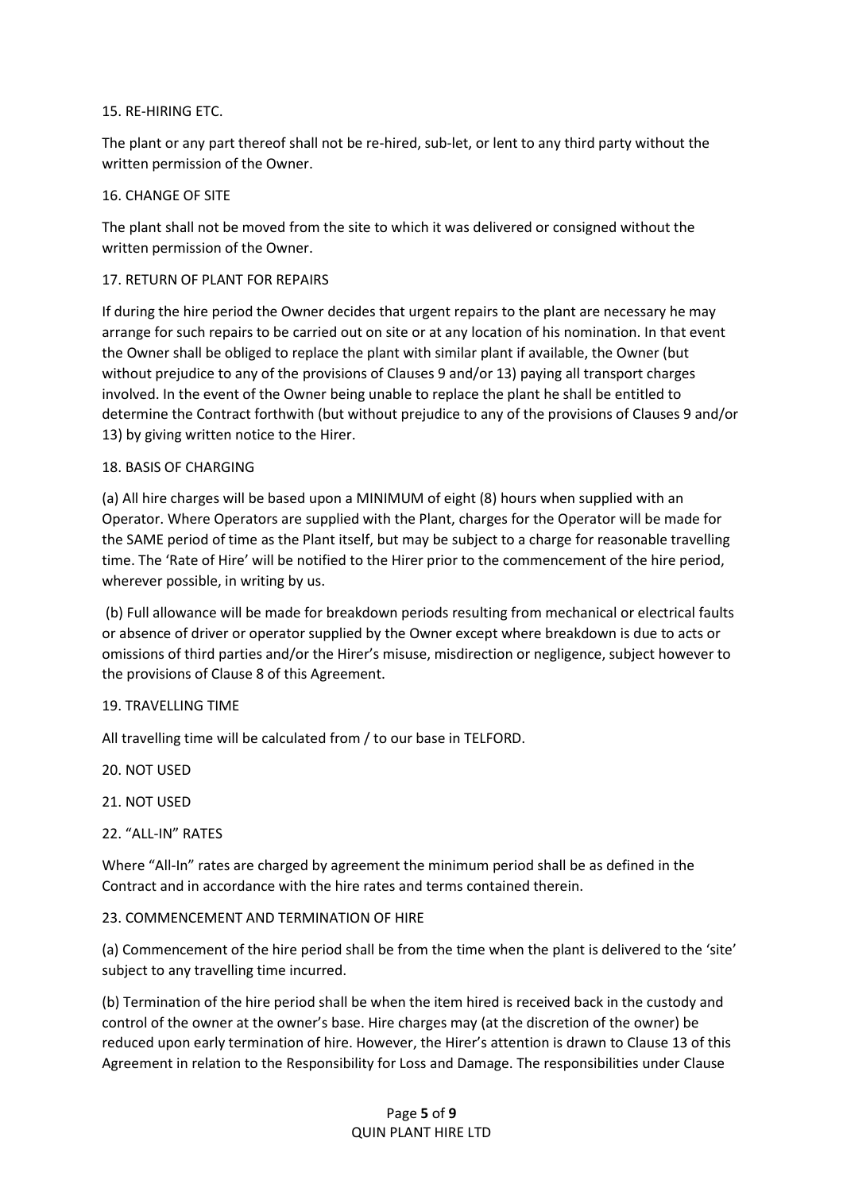15. RE-HIRING ETC.

The plant or any part thereof shall not be re-hired, sub-let, or lent to any third party without the written permission of the Owner.

16. CHANGE OF SITE

The plant shall not be moved from the site to which it was delivered or consigned without the written permission of the Owner.

17. RETURN OF PLANT FOR REPAIRS

If during the hire period the Owner decides that urgent repairs to the plant are necessary he may arrange for such repairs to be carried out on site or at any location of his nomination. In that event the Owner shall be obliged to replace the plant with similar plant if available, the Owner (but without prejudice to any of the provisions of Clauses 9 and/or 13) paying all transport charges involved. In the event of the Owner being unable to replace the plant he shall be entitled to determine the Contract forthwith (but without prejudice to any of the provisions of Clauses 9 and/or 13) by giving written notice to the Hirer.

18. BASIS OF CHARGING

(a) All hire charges will be based upon a MINIMUM of eight (8) hours when supplied with an Operator. Where Operators are supplied with the Plant, charges for the Operator will be made for the SAME period of time as the Plant itself, but may be subject to a charge for reasonable travelling time. The 'Rate of Hire' will be notified to the Hirer prior to the commencement of the hire period, wherever possible, in writing by us.

(b) Full allowance will be made for breakdown periods resulting from mechanical or electrical faults or absence of driver or operator supplied by the Owner except where breakdown is due to acts or omissions of third parties and/or the Hirer's misuse, misdirection or negligence, subject however to the provisions of Clause 8 of this Agreement.

19. TRAVELLING TIME

All travelling time will be calculated from / to our base in TELFORD.

20. NOT USED

21. NOT USED

22. "ALL-IN" RATES

Where "All-In" rates are charged by agreement the minimum period shall be as defined in the Contract and in accordance with the hire rates and terms contained therein.

23. COMMENCEMENT AND TERMINATION OF HIRE

(a) Commencement of the hire period shall be from the time when the plant is delivered to the 'site' subject to any travelling time incurred.

(b) Termination of the hire period shall be when the item hired is received back in the custody and control of the owner at the owner's base. Hire charges may (at the discretion of the owner) be reduced upon early termination of hire. However, the Hirer's attention is drawn to Clause 13 of this Agreement in relation to the Responsibility for Loss and Damage. The responsibilities under Clause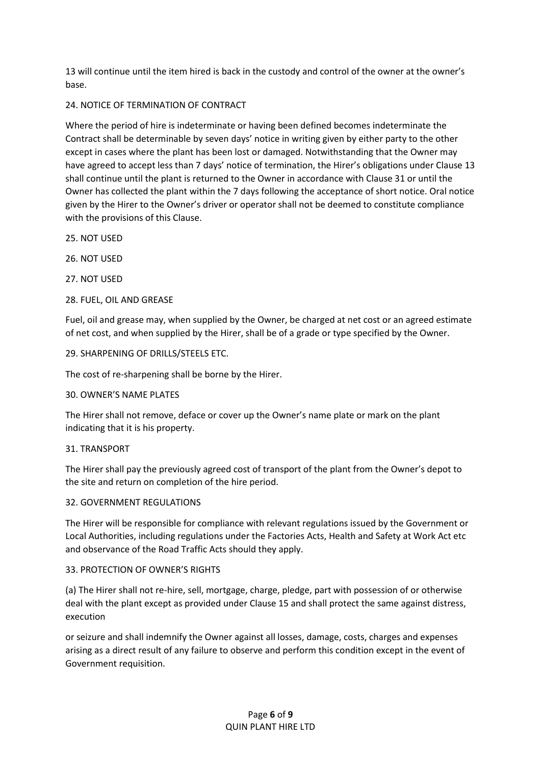13 will continue until the item hired is back in the custody and control of the owner at the owner's base.

## 24. NOTICE OF TERMINATION OF CONTRACT

Where the period of hire is indeterminate or having been defined becomes indeterminate the Contract shall be determinable by seven days' notice in writing given by either party to the other except in cases where the plant has been lost or damaged. Notwithstanding that the Owner may have agreed to accept less than 7 days' notice of termination, the Hirer's obligations under Clause 13 shall continue until the plant is returned to the Owner in accordance with Clause 31 or until the Owner has collected the plant within the 7 days following the acceptance of short notice. Oral notice given by the Hirer to the Owner's driver or operator shall not be deemed to constitute compliance with the provisions of this Clause.

## 25. NOT USED

## 26. NOT USED

## 27. NOT USED

## 28. FUEL, OIL AND GREASE

Fuel, oil and grease may, when supplied by the Owner, be charged at net cost or an agreed estimate of net cost, and when supplied by the Hirer, shall be of a grade or type specified by the Owner.

## 29. SHARPENING OF DRILLS/STEELS ETC.

The cost of re-sharpening shall be borne by the Hirer.

## 30. OWNER'S NAME PLATES

The Hirer shall not remove, deface or cover up the Owner's name plate or mark on the plant indicating that it is his property.

## 31. TRANSPORT

The Hirer shall pay the previously agreed cost of transport of the plant from the Owner's depot to the site and return on completion of the hire period.

## 32. GOVERNMENT REGULATIONS

The Hirer will be responsible for compliance with relevant regulations issued by the Government or Local Authorities, including regulations under the Factories Acts, Health and Safety at Work Act etc and observance of the Road Traffic Acts should they apply.

## 33. PROTECTION OF OWNER'S RIGHTS

(a) The Hirer shall not re-hire, sell, mortgage, charge, pledge, part with possession of or otherwise deal with the plant except as provided under Clause 15 and shall protect the same against distress, execution

or seizure and shall indemnify the Owner against all losses, damage, costs, charges and expenses arising as a direct result of any failure to observe and perform this condition except in the event of Government requisition.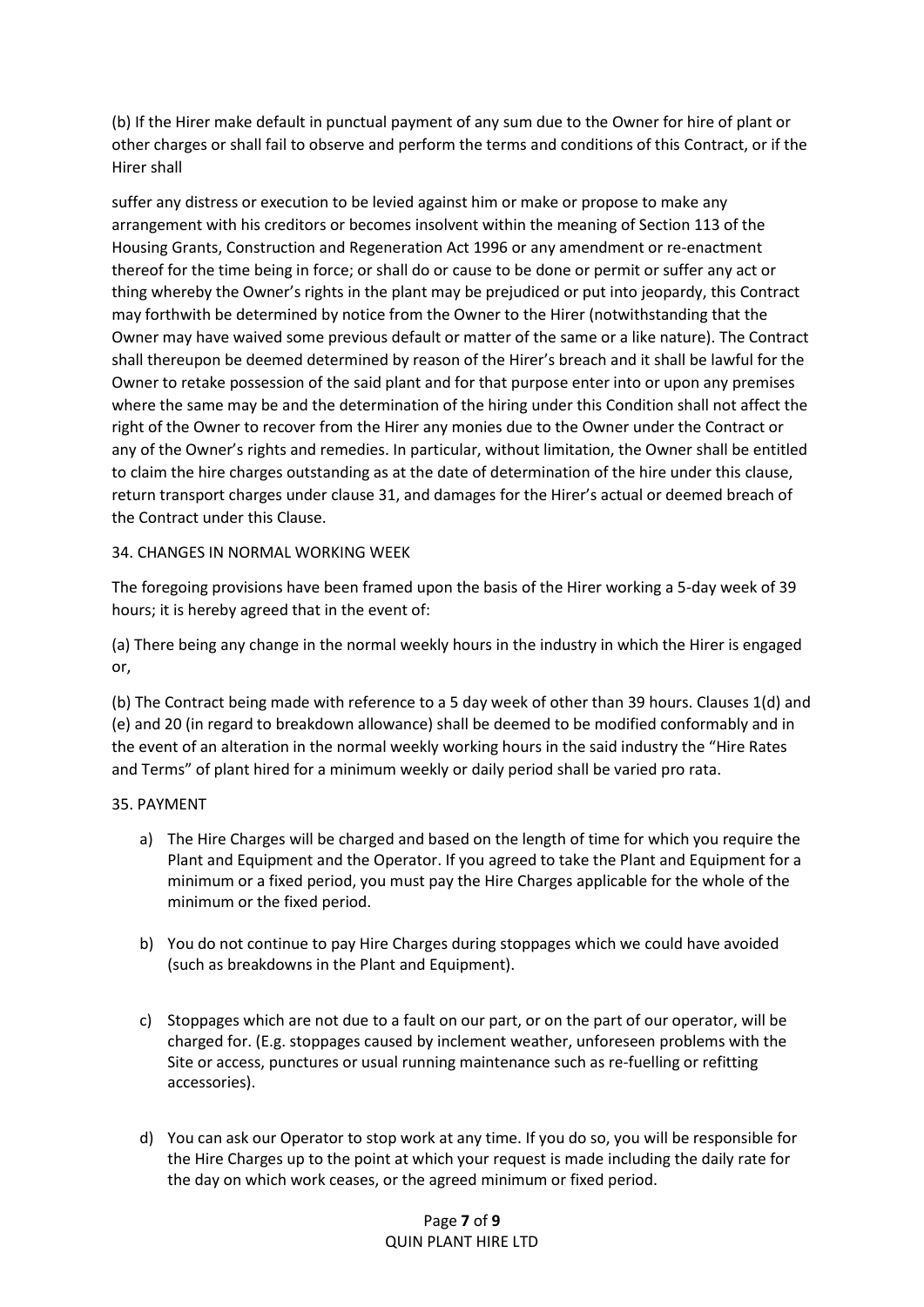(b) If the Hirer make default in punctual payment of any sum due to the Owner for hire of plant or other charges or shall fail to observe and perform the terms and conditions of this Contract, or if the Hirer shall

suffer any distress or execution to be levied against him or make or propose to make any arrangement with his creditors or becomes insolvent within the meaning of Section 113 of the Housing Grants, Construction and Regeneration Act 1996 or any amendment or re-enactment thereof for the time being in force; or shall do or cause to be done or permit or suffer any act or thing whereby the Owner's rights in the plant may be prejudiced or put into jeopardy, this Contract may forthwith be determined by notice from the Owner to the Hirer (notwithstanding that the Owner may have waived some previous default or matter of the same or a like nature). The Contract shall thereupon be deemed determined by reason of the Hirer's breach and it shall be lawful for the Owner to retake possession of the said plant and for that purpose enter into or upon any premises where the same may be and the determination of the hiring under this Condition shall not affect the right of the Owner to recover from the Hirer any monies due to the Owner under the Contract or any of the Owner's rights and remedies. In particular, without limitation, the Owner shall be entitled to claim the hire charges outstanding as at the date of determination of the hire under this clause, return transport charges under clause 31, and damages for the Hirer's actual or deemed breach of the Contract under this Clause.

## 34. CHANGES IN NORMAL WORKING WEEK

The foregoing provisions have been framed upon the basis of the Hirer working a 5-day week of 39 hours; it is hereby agreed that in the event of:

(a) There being any change in the normal weekly hours in the industry in which the Hirer is engaged or,

(b) The Contract being made with reference to a 5 day week of other than 39 hours. Clauses 1(d) and (e) and 20 (in regard to breakdown allowance) shall be deemed to be modified conformably and in the event of an alteration in the normal weekly working hours in the said industry the "Hire Rates and Terms" of plant hired for a minimum weekly or daily period shall be varied pro rata.

## 35. PAYMENT

a) The Hire Charges will be charged and based on the length of time for which you require the Plant and Equipment and the Operator. If you agreed to take the Plant and Equipment for a minimum or a fixed period, you must pay the Hire Charges applicable for the whole of the minimum or the fixed period.

b) You do not continue to pay Hire Charges during stoppages which we could have avoided (such as breakdowns in the Plant and Equipment).

c) Stoppages which are not due to a fault on our part, or on the part of our operator, will be charged for. (E.g. stoppages caused by inclement weather, unforeseen problems with the Site or access, punctures or usual running maintenance such as re-fuelling or refitting accessories).

d) You can ask our Operator to stop work at any time. If you do so, you will be responsible for the Hire Charges up to the point at which your request is made including the daily rate for the day on which work ceases, or the agreed minimum or fixed period.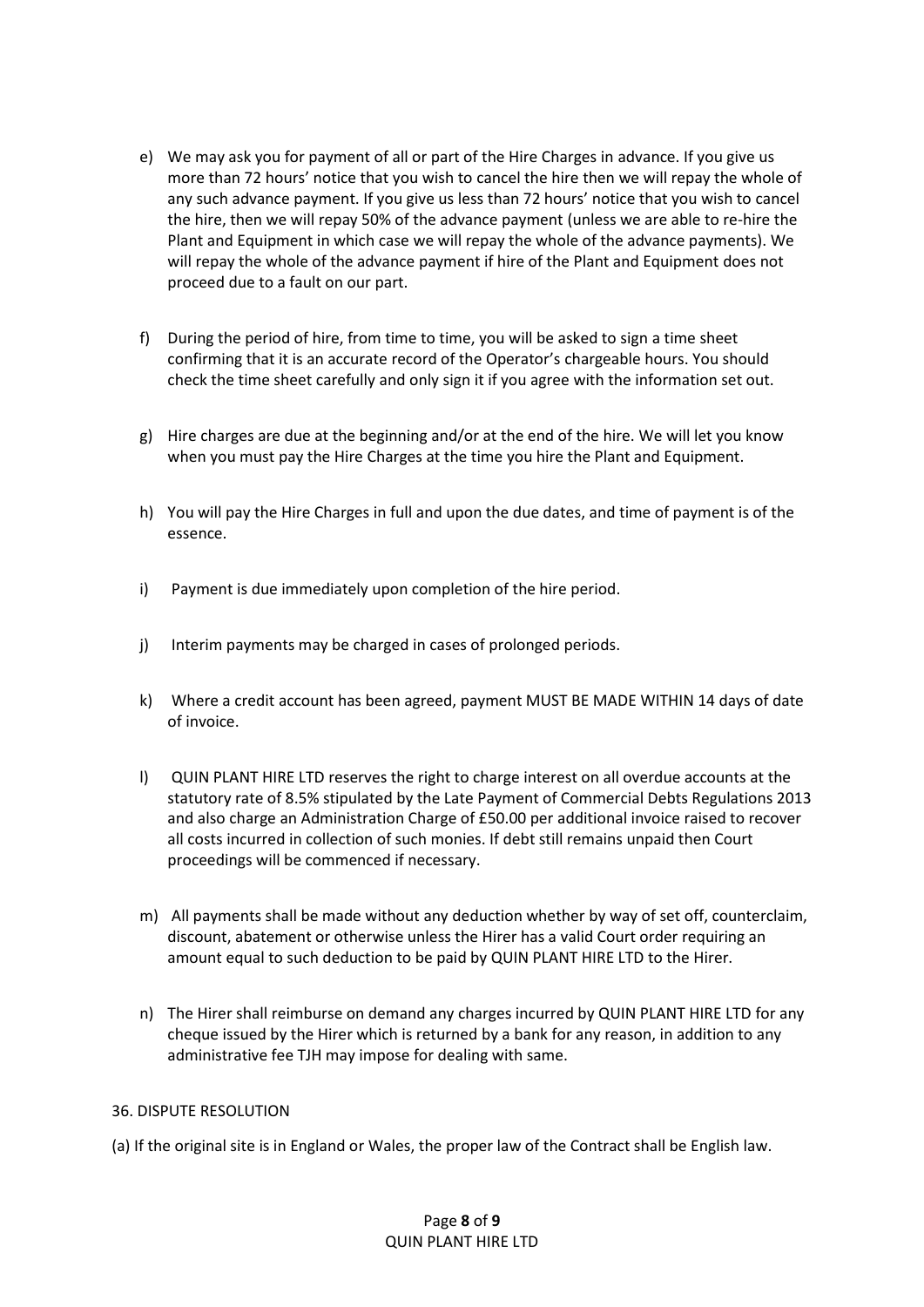e) We may ask you for payment of all or part of the Hire Charges in advance. If you give us more than 72 hours' notice that you wish to cancel the hire then we will repay the whole of any such advance payment. If you give us less than 72 hours' notice that you wish to cancel the hire, then we will repay 50% of the advance payment (unless we are able to re-hire the Plant and Equipment in which case we will repay the whole of the advance payments). We will repay the whole of the advance payment if hire of the Plant and Equipment does not proceed due to a fault on our part.

f) During the period of hire, from time to time, you will be asked to sign a time sheet confirming that it is an accurate record of the Operator's chargeable hours. You should check the time sheet carefully and only sign it if you agree with the information set out.

g) Hire charges are due at the beginning and/or at the end of the hire. We will let you know when you must pay the Hire Charges at the time you hire the Plant and Equipment.

h) You will pay the Hire Charges in full and upon the due dates, and time of payment is of the essence.

i) Payment is due immediately upon completion of the hire period.

j) Interim payments may be charged in cases of prolonged periods.

k) Where a credit account has been agreed, payment MUST BE MADE WITHIN 14 days of date of invoice.

l) QUIN PLANT HIRE LTD reserves the right to charge interest on all overdue accounts at the statutory rate of 8.5% stipulated by the Late Payment of Commercial Debts Regulations 2013 and also charge an Administration Charge of £50.00 per additional invoice raised to recover all costs incurred in collection of such monies. If debt still remains unpaid then Court proceedings will be commenced if necessary.

m) All payments shall be made without any deduction whether by way of set off, counterclaim, discount, abatement or otherwise unless the Hirer has a valid Court order requiring an amount equal to such deduction to be paid by QUIN PLANT HIRE LTD to the Hirer.

n) The Hirer shall reimburse on demand any charges incurred by QUIN PLANT HIRE LTD for any cheque issued by the Hirer which is returned by a bank for any reason, in addition to any administrative fee TJH may impose for dealing with same.

36. DISPUTE RESOLUTION

(a) If the original site is in England or Wales, the proper law of the Contract shall be English law.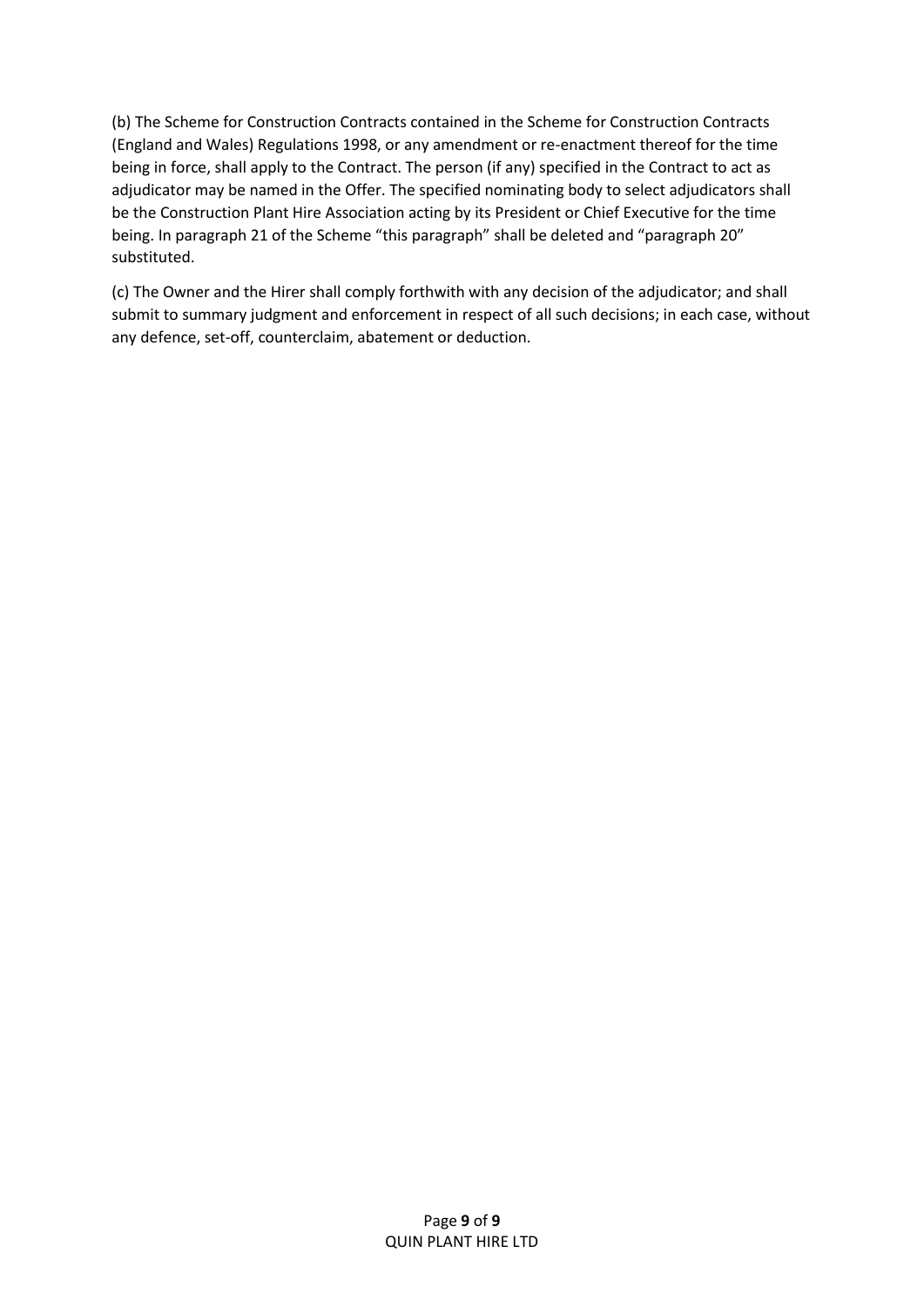(b) The Scheme for Construction Contracts contained in the Scheme for Construction Contracts (England and Wales) Regulations 1998, or any amendment or re-enactment thereof for the time being in force, shall apply to the Contract. The person (if any) specified in the Contract to act as adjudicator may be named in the Offer. The specified nominating body to select adjudicators shall be the Construction Plant Hire Association acting by its President or Chief Executive for the time being. In paragraph 21 of the Scheme "this paragraph" shall be deleted and "paragraph 20" substituted.

(c) The Owner and the Hirer shall comply forthwith with any decision of the adjudicator; and shall submit to summary judgment and enforcement in respect of all such decisions; in each case, without any defence, set-off, counterclaim, abatement or deduction.